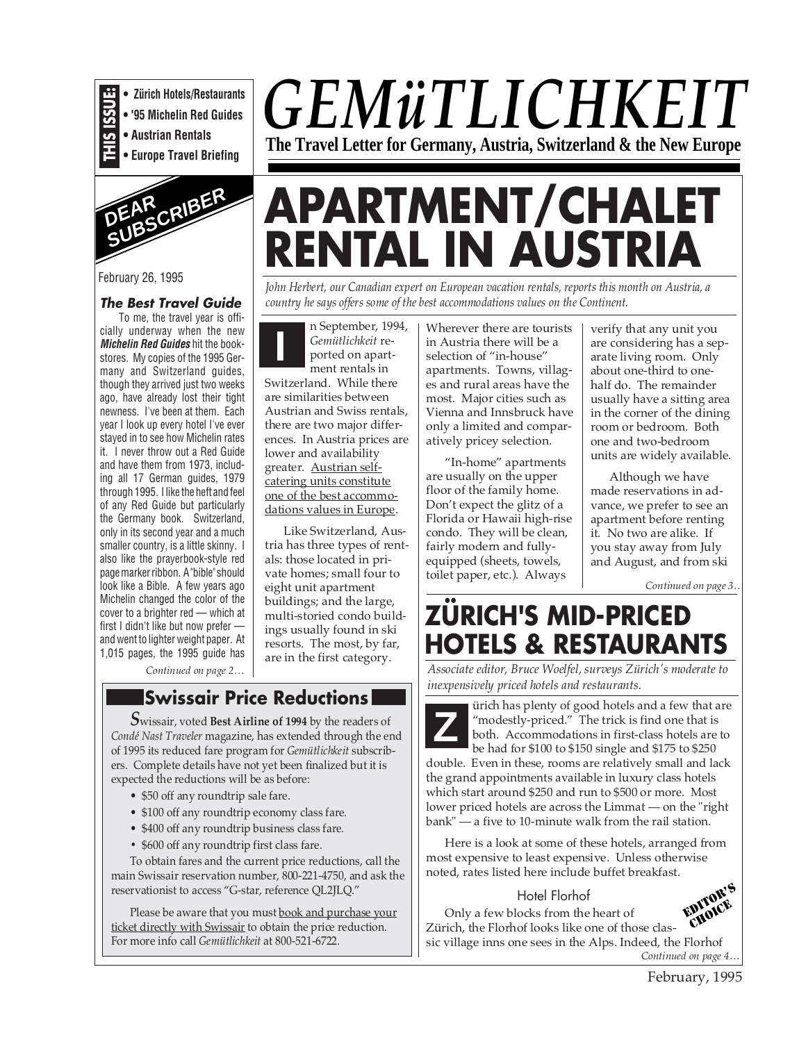**THIS ISSUE:**
- Zürich Hotels/Restaurants
- '95 Michelin Red Guides
- Austrian Rentals
- Europe Travel Briefing

# *GEMüTLICHKEIT*

**The Travel Letter for Germany, Austria, Switzerland & the New Europe**

# APARTMENT/CHALET RENTAL IN AUSTRIA

*John Herbert, our Canadian expert on European vacation rentals, reports this month on Austria, a country he says offers some of the best accommodations values on the Continent.*

In September, 1994, *Gemütlichkeit* reported on apartment rentals in Switzerland. While there are similarities between Austrian and Swiss rentals, there are two major differences. In Austria prices are lower and availability greater. Austrian self-catering units constitute one of the best accommodations values in Europe.

Like Switzerland, Austria has three types of rentals: those located in private homes; small four to eight unit apartment buildings; and the large, multi-storied condo buildings usually found in ski resorts. The most, by far, are in the first category. Wherever there are tourists in Austria there will be a selection of "in-house" apartments. Towns, villages and rural areas have the most. Major cities such as Vienna and Innsbruck have only a limited and comparatively pricey selection.

"In-home" apartments are usually on the upper floor of the family home. Don't expect the glitz of a Florida or Hawaii high-rise condo. They will be clean, fairly modern and fully-equipped (sheets, towels, toilet paper, etc.). Always verify that any unit you are considering has a separate living room. Only about one-third to one-half do. The remainder usually have a sitting area in the corner of the dining room or bedroom. Both one and two-bedroom units are widely available.

Although we have made reservations in advance, we prefer to see an apartment before renting it. No two are alike. If you stay away from July and August, and from ski

*Continued on page 3…*

## DEAR SUBSCRIBER

February 26, 1995

### *The Best Travel Guide*

To me, the travel year is officially underway when the new ***Michelin Red Guides*** hit the bookstores. My copies of the 1995 Germany and Switzerland guides, though they arrived just two weeks ago, have already lost their tight newness. I've been at them. Each year I look up every hotel I've ever stayed in to see how Michelin rates it. I never throw out a Red Guide and have them from 1973, including all 17 German guides, 1979 through 1995. I like the heft and feel of any Red Guide but particularly the Germany book. Switzerland, only in its second year and a much smaller country, is a little skinny. I also like the prayerbook-style red page marker ribbon. A "bible" should look like a Bible. A few years ago Michelin changed the color of the cover to a brighter red — which at first I didn't like but now prefer — and went to lighter weight paper. At 1,015 pages, the 1995 guide has

*Continued on page 2…*

## Swissair Price Reductions

*S*wissair, voted **Best Airline of 1994** by the readers of *Condé Nast Traveler* magazine, has extended through the end of 1995 its reduced fare program for *Gemütlichkeit* subscribers. Complete details have not yet been finalized but it is expected the reductions will be as before:

- $50 off any roundtrip sale fare.
- $100 off any roundtrip economy class fare.
- $400 off any roundtrip business class fare.
- $600 off any roundtrip first class fare.

To obtain fares and the current price reductions, call the main Swissair reservation number, 800-221-4750, and ask the reservationist to access "G-star, reference QL2JLQ."

Please be aware that you must book and purchase your ticket directly with Swissair to obtain the price reduction. For more info call *Gemütlichkeit* at 800-521-6722.

# ZÜRICH'S MID-PRICED HOTELS & RESTAURANTS

*Associate editor, Bruce Woelfel, surveys Zürich's moderate to inexpensively priced hotels and restaurants.*

Zürich has plenty of good hotels and a few that are "modestly-priced." The trick is find one that is both. Accommodations in first-class hotels are to be had for $100 to $150 single and $175 to $250 double. Even in these, rooms are relatively small and lack the grand appointments available in luxury class hotels which start around $250 and run to $500 or more. Most lower priced hotels are across the Limmat — on the "right bank" — a five to 10-minute walk from the rail station.

Here is a look at some of these hotels, arranged from most expensive to least expensive. Unless otherwise noted, rates listed here include buffet breakfast.

### Hotel Florhof

EDITOR'S CHOICE

Only a few blocks from the heart of Zürich, the Florhof looks like one of those classic village inns one sees in the Alps. Indeed, the Florhof

*Continued on page 4…*

February, 1995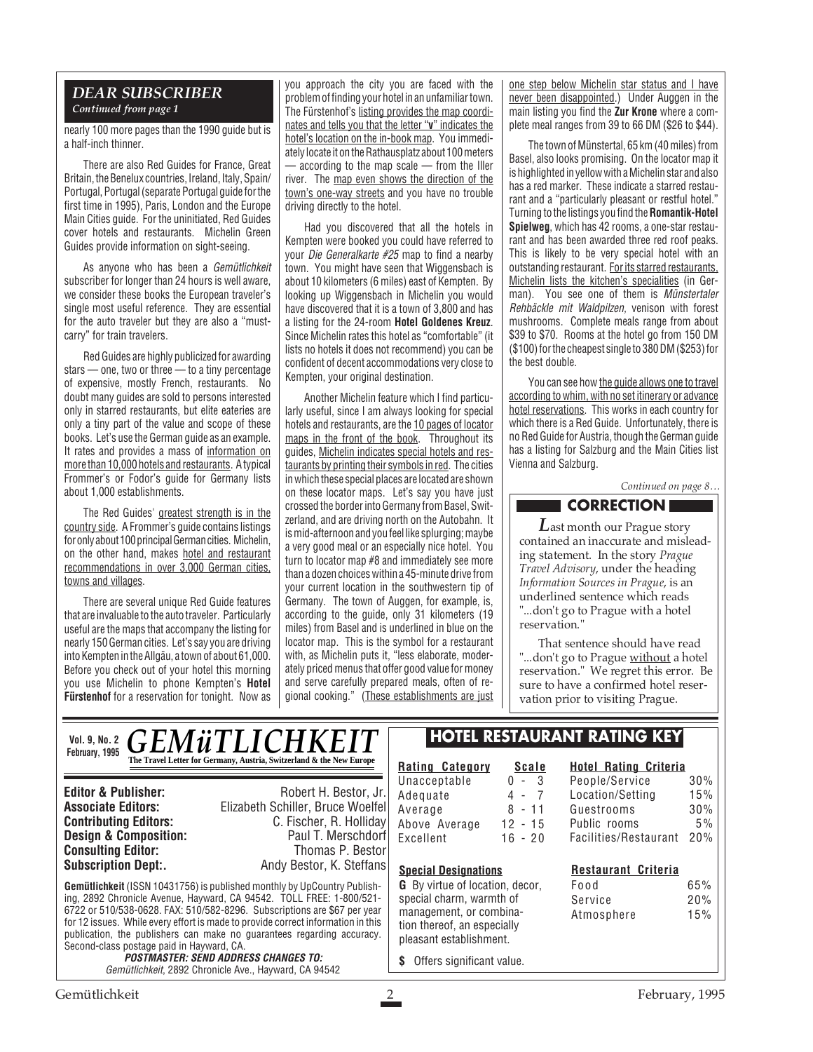## DEAR SUBSCRIBER

*Continued from page 1*

nearly 100 more pages than the 1990 guide but is a half-inch thinner.

There are also Red Guides for France, Great Britain, the Benelux countries, Ireland, Italy, Spain/Portugal, Portugal (separate Portugal guide for the first time in 1995), Paris, London and the Europe Main Cities guide. For the uninitiated, Red Guides cover hotels and restaurants. Michelin Green Guides provide information on sight-seeing.

As anyone who has been a *Gemütlichkeit* subscriber for longer than 24 hours is well aware, we consider these books the European traveler's single most useful reference. They are essential for the auto traveler but they are also a "must-carry" for train travelers.

Red Guides are highly publicized for awarding stars — one, two or three — to a tiny percentage of expensive, mostly French, restaurants. No doubt many guides are sold to persons interested only in starred restaurants, but elite eateries are only a tiny part of the value and scope of these books. Let's use the German guide as an example. It rates and provides a mass of information on more than 10,000 hotels and restaurants. A typical Frommer's or Fodor's guide for Germany lists about 1,000 establishments.

The Red Guides' greatest strength is in the country side. A Frommer's guide contains listings for only about 100 principal German cities. Michelin, on the other hand, makes hotel and restaurant recommendations in over 3,000 German cities, towns and villages.

There are several unique Red Guide features that are invaluable to the auto traveler. Particularly useful are the maps that accompany the listing for nearly 150 German cities. Let's say you are driving into Kempten in the Allgäu, a town of about 61,000. Before you check out of your hotel this morning you use Michelin to phone Kempten's **Hotel Fürstenhof** for a reservation for tonight. Now as you approach the city you are faced with the problem of finding your hotel in an unfamiliar town. The Fürstenhof's listing provides the map coordinates and tells you that the letter "**v**" indicates the hotel's location on the in-book map. You immediately locate it on the Rathausplatz about 100 meters — according to the map scale — from the Iller river. The map even shows the direction of the town's one-way streets and you have no trouble driving directly to the hotel.

Had you discovered that all the hotels in Kempten were booked you could have referred to your *Die Generalkarte #25* map to find a nearby town. You might have seen that Wiggensbach is about 10 kilometers (6 miles) east of Kempten. By looking up Wiggensbach in Michelin you would have discovered that it is a town of 3,800 and has a listing for the 24-room **Hotel Goldenes Kreuz**. Since Michelin rates this hotel as "comfortable" (it lists no hotels it does not recommend) you can be confident of decent accommodations very close to Kempten, your original destination.

Another Michelin feature which I find particularly useful, since I am always looking for special hotels and restaurants, are the 10 pages of locator maps in the front of the book. Throughout its guides, Michelin indicates special hotels and restaurants by printing their symbols in red. The cities in which these special places are located are shown on these locator maps. Let's say you have just crossed the border into Germany from Basel, Switzerland, and are driving north on the Autobahn. It is mid-afternoon and you feel like splurging; maybe a very good meal or an especially nice hotel. You turn to locator map #8 and immediately see more than a dozen choices within a 45-minute drive from your current location in the southwestern tip of Germany. The town of Auggen, for example, is, according to the guide, only 31 kilometers (19 miles) from Basel and is underlined in blue on the locator map. This is the symbol for a restaurant with, as Michelin puts it, "less elaborate, moderately priced menus that offer good value for money and serve carefully prepared meals, often of regional cooking." (These establishments are just one step below Michelin star status and I have never been disappointed.) Under Auggen in the main listing you find the **Zur Krone** where a complete meal ranges from 39 to 66 DM ($26 to $44).

The town of Münstertal, 65 km (40 miles) from Basel, also looks promising. On the locator map it is highlighted in yellow with a Michelin star and also has a red marker. These indicate a starred restaurant and a "particularly pleasant or restful hotel." Turning to the listings you find the **Romantik-Hotel Spielweg**, which has 42 rooms, a one-star restaurant and has been awarded three red roof peaks. This is likely to be very special hotel with an outstanding restaurant. For its starred restaurants, Michelin lists the kitchen's specialities (in German). You see one of them is *Münstertaler Rehbäckle mit Waldpilzen,* venison with forest mushrooms. Complete meals range from about $39 to $70. Rooms at the hotel go from 150 DM ($100) for the cheapest single to 380 DM ($253) for the best double.

You can see how the guide allows one to travel according to whim, with no set itinerary or advance hotel reservations. This works in each country for which there is a Red Guide. Unfortunately, there is no Red Guide for Austria, though the German guide has a listing for Salzburg and the Main Cities list Vienna and Salzburg.

*Continued on page 8…*

### CORRECTION

Last month our Prague story contained an inaccurate and misleading statement. In the story *Prague Travel Advisory,* under the heading *Information Sources in Prague,* is an underlined sentence which reads "...don't go to Prague with a hotel reservation."

That sentence should have read "...don't go to Prague without a hotel reservation." We regret this error. Be sure to have a confirmed hotel reservation prior to visiting Prague.

---

**Vol. 9, No. 2**
**February, 1995**

# GEMüTLICHKEIT

**The Travel Letter for Germany, Austria, Switzerland & the New Europe**

**Editor & Publisher:** Robert H. Bestor, Jr.
**Associate Editors:** Elizabeth Schiller, Bruce Woelfel
**Contributing Editors:** C. Fischer, R. Holliday
**Design & Composition:** Paul T. Merschdorf
**Consulting Editor:** Thomas P. Bestor
**Subscription Dept:.** Andy Bestor, K. Steffans

**Gemütlichkeit** (ISSN 10431756) is published monthly by UpCountry Publishing, 2892 Chronicle Avenue, Hayward, CA 94542. TOLL FREE: 1-800/521-6722 or 510/538-0628. FAX: 510/582-8296. Subscriptions are $67 per year for 12 issues. While every effort is made to provide correct information in this publication, the publishers can make no guarantees regarding accuracy. Second-class postage paid in Hayward, CA.

**POSTMASTER: SEND ADDRESS CHANGES TO:**
*Gemütlichkeit*, 2892 Chronicle Ave., Hayward, CA 94542

## HOTEL RESTAURANT RATING KEY

| Rating Category | Scale |
|---|---|
| Unacceptable | 0 - 3 |
| Adequate | 4 - 7 |
| Average | 8 - 11 |
| Above Average | 12 - 15 |
| Excellent | 16 - 20 |

| Hotel Rating Criteria | |
|---|---|
| People/Service | 30% |
| Location/Setting | 15% |
| Guestrooms | 30% |
| Public rooms | 5% |
| Facilities/Restaurant | 20% |

**Special Designations**

**G** By virtue of location, decor, special charm, warmth of management, or combination thereof, an especially pleasant establishment.

**$** Offers significant value.

| Restaurant Criteria | |
|---|---|
| Food | 65% |
| Service | 20% |
| Atmosphere | 15% |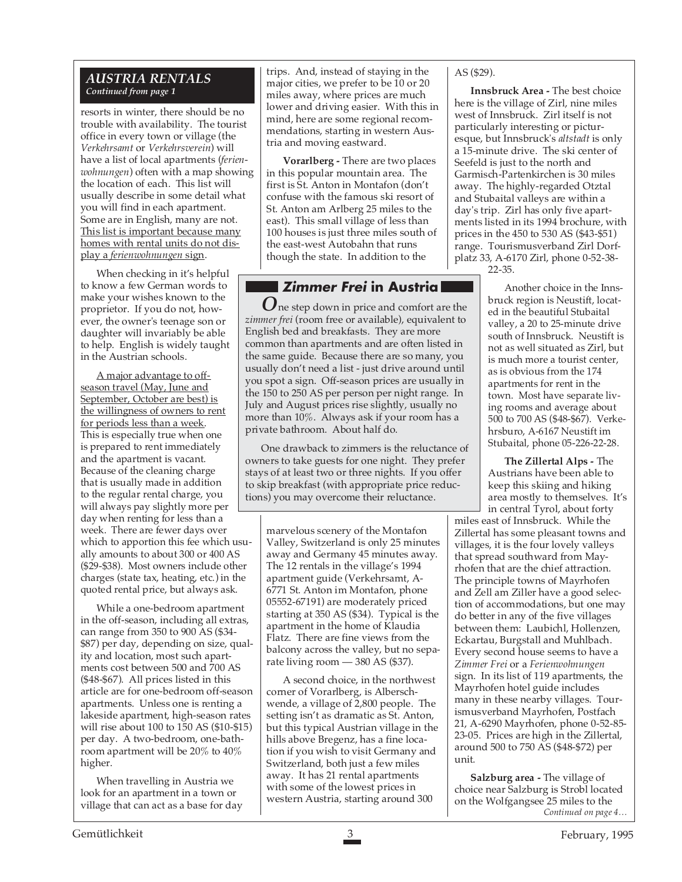## AUSTRIA RENTALS

*Continued from page 1*

resorts in winter, there should be no trouble with availability. The tourist office in every town or village (the *Verkehrsamt* or *Verkehrsverein*) will have a list of local apartments (*ferienwohnungen*) often with a map showing the location of each. This list will usually describe in some detail what you will find in each apartment. Some are in English, many are not. This list is important because many homes with rental units do not display a *ferienwohnungen* sign.

When checking in it's helpful to know a few German words to make your wishes known to the proprietor. If you do not, however, the owner's teenage son or daughter will invariably be able to help. English is widely taught in the Austrian schools.

A major advantage to off-season travel (May, June and September, October are best) is the willingness of owners to rent for periods less than a week. This is especially true when one is prepared to rent immediately and the apartment is vacant. Because of the cleaning charge that is usually made in addition to the regular rental charge, you will always pay slightly more per day when renting for less than a week. There are fewer days over which to apportion this fee which usually amounts to about 300 or 400 AS ($29-$38). Most owners include other charges (state tax, heating, etc.) in the quoted rental price, but always ask.

While a one-bedroom apartment in the off-season, including all extras, can range from 350 to 900 AS ($34-$87) per day, depending on size, quality and location, most such apartments cost between 500 and 700 AS ($48-$67). All prices listed in this article are for one-bedroom off-season apartments. Unless one is renting a lakeside apartment, high-season rates will rise about 100 to 150 AS ($10-$15) per day. A two-bedroom, one-bathroom apartment will be 20% to 40% higher.

When travelling in Austria we look for an apartment in a town or village that can act as a base for day trips. And, instead of staying in the major cities, we prefer to be 10 or 20 miles away, where prices are much lower and driving easier. With this in mind, here are some regional recommendations, starting in western Austria and moving eastward.

**Vorarlberg -** There are two places in this popular mountain area. The first is St. Anton in Montafon (don't confuse with the famous ski resort of St. Anton am Arlberg 25 miles to the east). This small village of less than 100 houses is just three miles south of the east-west Autobahn that runs though the state. In addition to the marvelous scenery of the Montafon Valley, Switzerland is only 25 minutes away and Germany 45 minutes away. The 12 rentals in the village's 1994 apartment guide (Verkehrsamt, A-6771 St. Anton im Montafon, phone 05552-67191) are moderately priced starting at 350 AS ($34). Typical is the apartment in the home of Klaudia Flatz. There are fine views from the balcony across the valley, but no separate living room — 380 AS ($37).

A second choice, in the northwest corner of Vorarlberg, is Alberschwende, a village of 2,800 people. The setting isn't as dramatic as St. Anton, but this typical Austrian village in the hills above Bregenz, has a fine location if you wish to visit Germany and Switzerland, both just a few miles away. It has 21 rental apartments with some of the lowest prices in western Austria, starting around 300 AS ($29).

**Innsbruck Area -** The best choice here is the village of Zirl, nine miles west of Innsbruck. Zirl itself is not particularly interesting or picturesque, but Innsbruck's *altstadt* is only a 15-minute drive. The ski center of Seefeld is just to the north and Garmisch-Partenkirchen is 30 miles away. The highly-regarded Otztal and Stubaital valleys are within a day's trip. Zirl has only five apartments listed in its 1994 brochure, with prices in the 450 to 530 AS ($43-$51) range. Tourismusverband Zirl Dorfplatz 33, A-6170 Zirl, phone 0-52-38-22-35.

Another choice in the Innsbruck region is Neustift, located in the beautiful Stubaital valley, a 20 to 25-minute drive south of Innsbruck. Neustift is not as well situated as Zirl, but is much more a tourist center, as is obvious from the 174 apartments for rent in the town. Most have separate living rooms and average about 500 to 700 AS ($48-$67). Verkehrsburo, A-6167 Neustift im Stubaital, phone 05-226-22-28.

**The Zillertal Alps -** The Austrians have been able to keep this skiing and hiking area mostly to themselves. It's in central Tyrol, about forty miles east of Innsbruck. While the Zillertal has some pleasant towns and villages, it is the four lovely valleys that spread southward from Mayrhofen that are the chief attraction. The principle towns of Mayrhofen and Zell am Ziller have a good selection of accommodations, but one may do better in any of the five villages between them: Laubichl, Hollenzen, Eckartau, Burgstall and Muhlbach. Every second house seems to have a *Zimmer Frei* or a *Ferienwohnungen* sign. In its list of 119 apartments, the Mayrhofen hotel guide includes many in these nearby villages. Tourismusverband Mayrhofen, Postfach 21, A-6290 Mayrhofen, phone 0-52-85-23-05. Prices are high in the Zillertal, around 500 to 750 AS ($48-$72) per unit.

**Salzburg area -** The village of choice near Salzburg is Strobl located on the Wolfgangsee 25 miles to the

*Continued on page 4…*

### *Zimmer Frei* in Austria

One step down in price and comfort are the *zimmer frei* (room free or available), equivalent to English bed and breakfasts. They are more common than apartments and are often listed in the same guide. Because there are so many, you usually don't need a list - just drive around until you spot a sign. Off-season prices are usually in the 150 to 250 AS per person per night range. In July and August prices rise slightly, usually no more than 10%. Always ask if your room has a private bathroom. About half do.

One drawback to zimmers is the reluctance of owners to take guests for one night. They prefer stays of at least two or three nights. If you offer to skip breakfast (with appropriate price reductions) you may overcome their reluctance.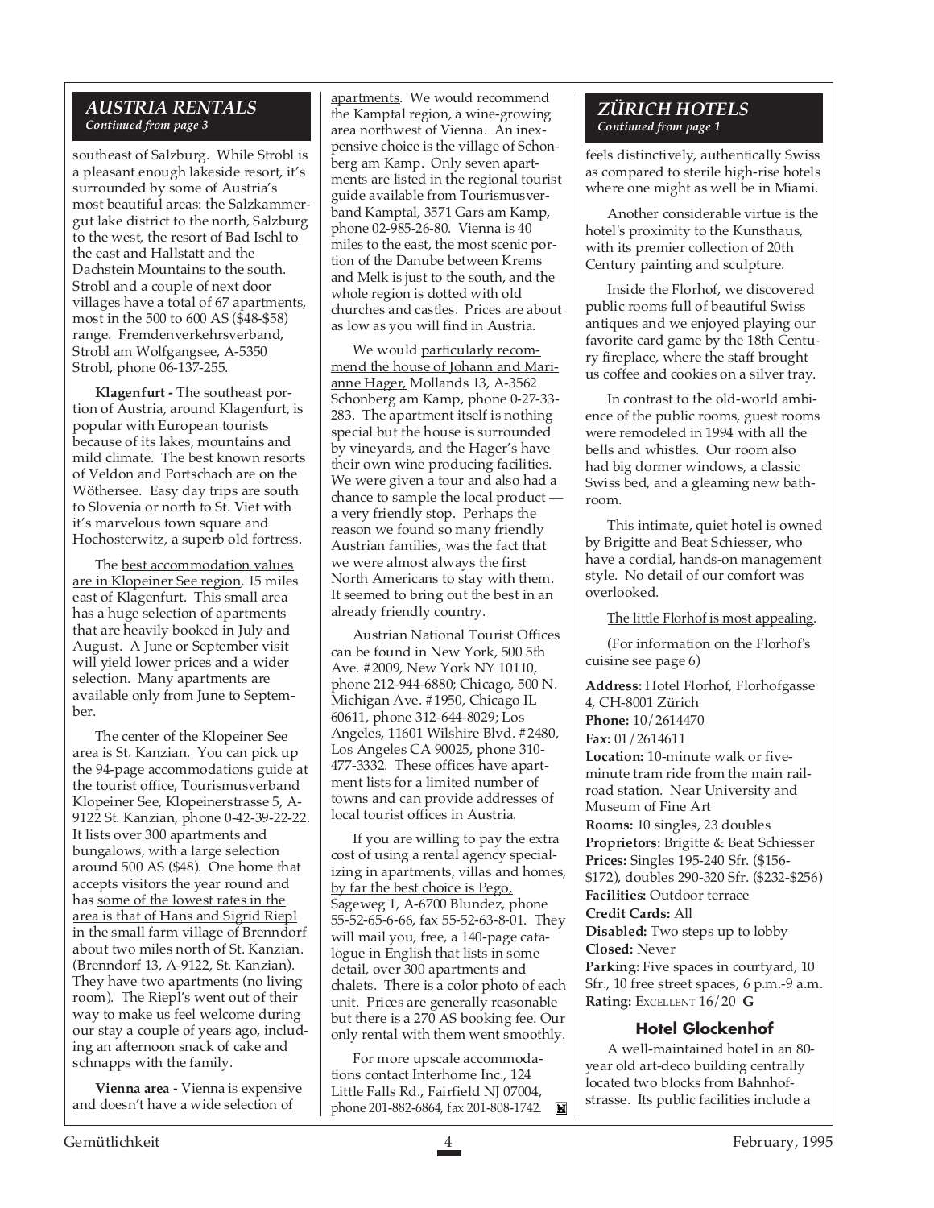## *AUSTRIA RENTALS*

*Continued from page 3*

southeast of Salzburg. While Strobl is a pleasant enough lakeside resort, it's surrounded by some of Austria's most beautiful areas: the Salzkammergut lake district to the north, Salzburg to the west, the resort of Bad Ischl to the east and Hallstatt and the Dachstein Mountains to the south. Strobl and a couple of next door villages have a total of 67 apartments, most in the 500 to 600 AS ($48-$58) range. Fremdenverkehrsverband, Strobl am Wolfgangsee, A-5350 Strobl, phone 06-137-255.

**Klagenfurt -** The southeast portion of Austria, around Klagenfurt, is popular with European tourists because of its lakes, mountains and mild climate. The best known resorts of Veldon and Portschach are on the Wöthersee. Easy day trips are south to Slovenia or north to St. Viet with it's marvelous town square and Hochosterwitz, a superb old fortress.

The best accommodation values are in Klopeiner See region, 15 miles east of Klagenfurt. This small area has a huge selection of apartments that are heavily booked in July and August. A June or September visit will yield lower prices and a wider selection. Many apartments are available only from June to September.

The center of the Klopeiner See area is St. Kanzian. You can pick up the 94-page accommodations guide at the tourist office, Tourismusverband Klopeiner See, Klopeinerstrasse 5, A-9122 St. Kanzian, phone 0-42-39-22-22. It lists over 300 apartments and bungalows, with a large selection around 500 AS ($48). One home that accepts visitors the year round and has some of the lowest rates in the area is that of Hans and Sigrid Riepl in the small farm village of Brenndorf about two miles north of St. Kanzian. (Brenndorf 13, A-9122, St. Kanzian). They have two apartments (no living room). The Riepl's went out of their way to make us feel welcome during our stay a couple of years ago, including an afternoon snack of cake and schnapps with the family.

**Vienna area -** Vienna is expensive and doesn't have a wide selection of apartments. We would recommend the Kamptal region, a wine-growing area northwest of Vienna. An inexpensive choice is the village of Schonberg am Kamp. Only seven apartments are listed in the regional tourist guide available from Tourismusverband Kamptal, 3571 Gars am Kamp, phone 02-985-26-80. Vienna is 40 miles to the east, the most scenic portion of the Danube between Krems and Melk is just to the south, and the whole region is dotted with old churches and castles. Prices are about as low as you will find in Austria.

We would particularly recommend the house of Johann and Marianne Hager, Mollands 13, A-3562 Schonberg am Kamp, phone 0-27-33-283. The apartment itself is nothing special but the house is surrounded by vineyards, and the Hager's have their own wine producing facilities. We were given a tour and also had a chance to sample the local product — a very friendly stop. Perhaps the reason we found so many friendly Austrian families, was the fact that we were almost always the first North Americans to stay with them. It seemed to bring out the best in an already friendly country.

Austrian National Tourist Offices can be found in New York, 500 5th Ave. #2009, New York NY 10110, phone 212-944-6880; Chicago, 500 N. Michigan Ave. #1950, Chicago IL 60611, phone 312-644-8029; Los Angeles, 11601 Wilshire Blvd. #2480, Los Angeles CA 90025, phone 310-477-3332. These offices have apartment lists for a limited number of towns and can provide addresses of local tourist offices in Austria.

If you are willing to pay the extra cost of using a rental agency specializing in apartments, villas and homes, by far the best choice is Pego, Sageweg 1, A-6700 Blundez, phone 55-52-65-6-66, fax 55-52-63-8-01. They will mail you, free, a 140-page catalogue in English that lists in some detail, over 300 apartments and chalets. There is a color photo of each unit. Prices are generally reasonable but there is a 270 AS booking fee. Our only rental with them went smoothly.

For more upscale accommodations contact Interhome Inc., 124 Little Falls Rd., Fairfield NJ 07004, phone 201-882-6864, fax 201-808-1742.

## *ZÜRICH HOTELS*

*Continued from page 1*

feels distinctively, authentically Swiss as compared to sterile high-rise hotels where one might as well be in Miami.

Another considerable virtue is the hotel's proximity to the Kunsthaus, with its premier collection of 20th Century painting and sculpture.

Inside the Florhof, we discovered public rooms full of beautiful Swiss antiques and we enjoyed playing our favorite card game by the 18th Century fireplace, where the staff brought us coffee and cookies on a silver tray.

In contrast to the old-world ambience of the public rooms, guest rooms were remodeled in 1994 with all the bells and whistles. Our room also had big dormer windows, a classic Swiss bed, and a gleaming new bathroom.

This intimate, quiet hotel is owned by Brigitte and Beat Schiesser, who have a cordial, hands-on management style. No detail of our comfort was overlooked.

The little Florhof is most appealing.

(For information on the Florhof's cuisine see page 6)

**Address:** Hotel Florhof, Florhofgasse 4, CH-8001 Zürich
**Phone:** 10/2614470
**Fax:** 01/2614611
**Location:** 10-minute walk or five-minute tram ride from the main railroad station. Near University and Museum of Fine Art
**Rooms:** 10 singles, 23 doubles
**Proprietors:** Brigitte & Beat Schiesser
**Prices:** Singles 195-240 Sfr. ($156-$172), doubles 290-320 Sfr. ($232-$256)
**Facilities:** Outdoor terrace
**Credit Cards:** All
**Disabled:** Two steps up to lobby
**Closed:** Never
**Parking:** Five spaces in courtyard, 10 Sfr., 10 free street spaces, 6 p.m.-9 a.m.
**Rating:** EXCELLENT 16/20 **G**

### Hotel Glockenhof

A well-maintained hotel in an 80-year old art-deco building centrally located two blocks from Bahnhofstrasse. Its public facilities include a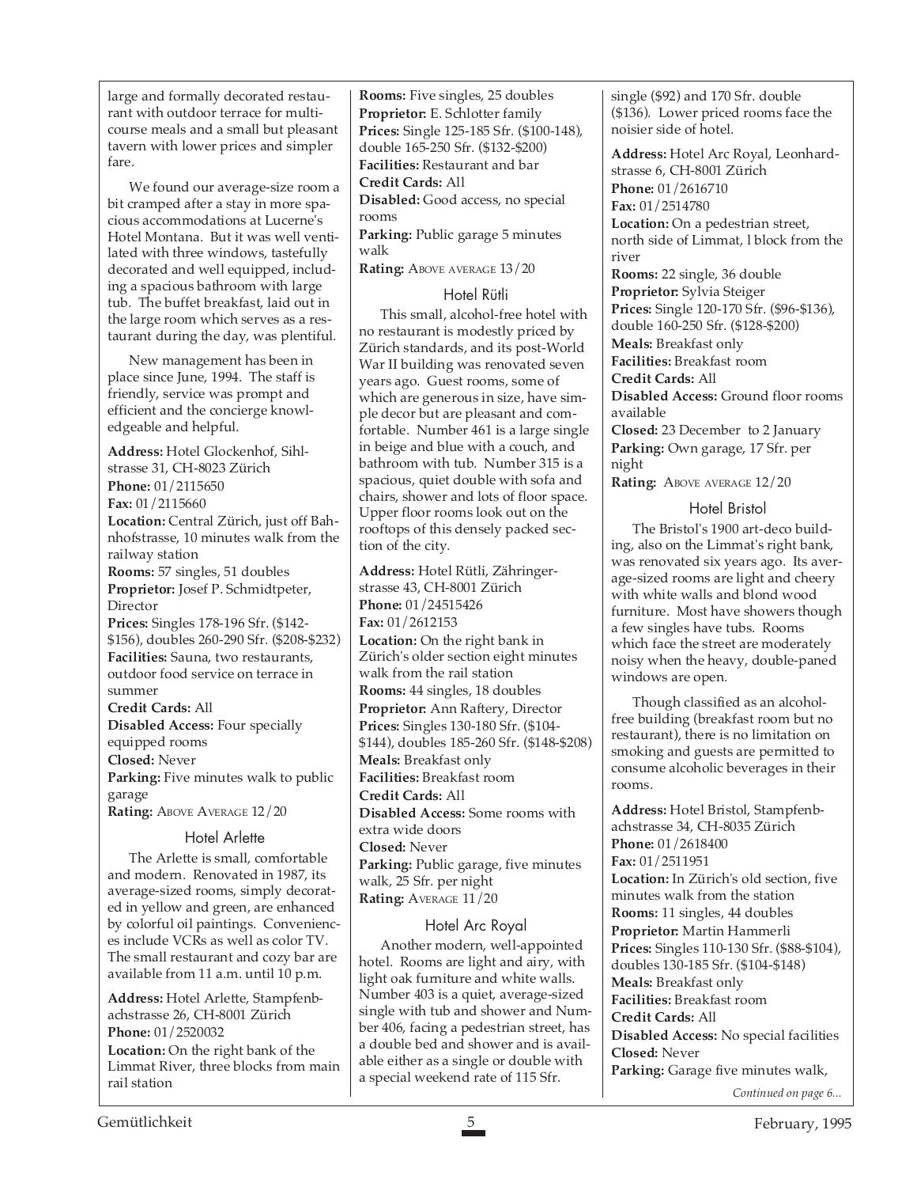large and formally decorated restaurant with outdoor terrace for multi-course meals and a small but pleasant tavern with lower prices and simpler fare.

We found our average-size room a bit cramped after a stay in more spacious accommodations at Lucerne's Hotel Montana. But it was well ventilated with three windows, tastefully decorated and well equipped, including a spacious bathroom with large tub. The buffet breakfast, laid out in the large room which serves as a restaurant during the day, was plentiful.

New management has been in place since June, 1994. The staff is friendly, service was prompt and efficient and the concierge knowledgeable and helpful.

**Address:** Hotel Glockenhof, Sihlstrasse 31, CH-8023 Zürich
**Phone:** 01/2115650
**Fax:** 01/2115660
**Location:** Central Zürich, just off Bahnhofstrasse, 10 minutes walk from the railway station
**Rooms:** 57 singles, 51 doubles
**Proprietor:** Josef P. Schmidtpeter, Director
**Prices:** Singles 178-196 Sfr. ($142-$156), doubles 260-290 Sfr. ($208-$232)
**Facilities:** Sauna, two restaurants, outdoor food service on terrace in summer
**Credit Cards:** All
**Disabled Access:** Four specially equipped rooms
**Closed:** Never
**Parking:** Five minutes walk to public garage
**Rating:** Above Average 12/20

### Hotel Arlette

The Arlette is small, comfortable and modern. Renovated in 1987, its average-sized rooms, simply decorated in yellow and green, are enhanced by colorful oil paintings. Conveniences include VCRs as well as color TV. The small restaurant and cozy bar are available from 11 a.m. until 10 p.m.

**Address:** Hotel Arlette, Stampfenbachstrasse 26, CH-8001 Zürich
**Phone:** 01/2520032
**Location:** On the right bank of the Limmat River, three blocks from main rail station
**Rooms:** Five singles, 25 doubles
**Proprietor:** E. Schlotter family
**Prices:** Single 125-185 Sfr. ($100-148), double 165-250 Sfr. ($132-$200)
**Facilities:** Restaurant and bar
**Credit Cards:** All
**Disabled:** Good access, no special rooms
**Parking:** Public garage 5 minutes walk
**Rating:** Above average 13/20

### Hotel Rütli

This small, alcohol-free hotel with no restaurant is modestly priced by Zürich standards, and its post-World War II building was renovated seven years ago. Guest rooms, some of which are generous in size, have simple decor but are pleasant and comfortable. Number 461 is a large single in beige and blue with a couch, and bathroom with tub. Number 315 is a spacious, quiet double with sofa and chairs, shower and lots of floor space. Upper floor rooms look out on the rooftops of this densely packed section of the city.

**Address:** Hotel Rütli, Zähringerstrasse 43, CH-8001 Zürich
**Phone:** 01/24515426
**Fax:** 01/2612153
**Location:** On the right bank in Zürich's older section eight minutes walk from the rail station
**Rooms:** 44 singles, 18 doubles
**Proprietor:** Ann Raftery, Director
**Prices:** Singles 130-180 Sfr. ($104-$144), doubles 185-260 Sfr. ($148-$208)
**Meals:** Breakfast only
**Facilities:** Breakfast room
**Credit Cards:** All
**Disabled Access:** Some rooms with extra wide doors
**Closed:** Never
**Parking:** Public garage, five minutes walk, 25 Sfr. per night
**Rating:** Average 11/20

### Hotel Arc Royal

Another modern, well-appointed hotel. Rooms are light and airy, with light oak furniture and white walls. Number 403 is a quiet, average-sized single with tub and shower and Number 406, facing a pedestrian street, has a double bed and shower and is available either as a single or double with a special weekend rate of 115 Sfr. single ($92) and 170 Sfr. double ($136). Lower priced rooms face the noisier side of hotel.

**Address:** Hotel Arc Royal, Leonhardstrasse 6, CH-8001 Zürich
**Phone:** 01/2616710
**Fax:** 01/2514780
**Location:** On a pedestrian street, north side of Limmat, l block from the river
**Rooms:** 22 single, 36 double
**Proprietor:** Sylvia Steiger
**Prices:** Single 120-170 Sfr. ($96-$136), double 160-250 Sfr. ($128-$200)
**Meals:** Breakfast only
**Facilities:** Breakfast room
**Credit Cards:** All
**Disabled Access:** Ground floor rooms available
**Closed:** 23 December to 2 January
**Parking:** Own garage, 17 Sfr. per night
**Rating:** Above average 12/20

### Hotel Bristol

The Bristol's 1900 art-deco building, also on the Limmat's right bank, was renovated six years ago. Its average-sized rooms are light and cheery with white walls and blond wood furniture. Most have showers though a few singles have tubs. Rooms which face the street are moderately noisy when the heavy, double-paned windows are open.

Though classified as an alcohol-free building (breakfast room but no restaurant), there is no limitation on smoking and guests are permitted to consume alcoholic beverages in their rooms.

**Address:** Hotel Bristol, Stampfenbachstrasse 34, CH-8035 Zürich
**Phone:** 01/2618400
**Fax:** 01/2511951
**Location:** In Zürich's old section, five minutes walk from the station
**Rooms:** 11 singles, 44 doubles
**Proprietor:** Martin Hammerli
**Prices:** Singles 110-130 Sfr. ($88-$104), doubles 130-185 Sfr. ($104-$148)
**Meals:** Breakfast only
**Facilities:** Breakfast room
**Credit Cards:** All
**Disabled Access:** No special facilities
**Closed:** Never
**Parking:** Garage five minutes walk,

*Continued on page 6...*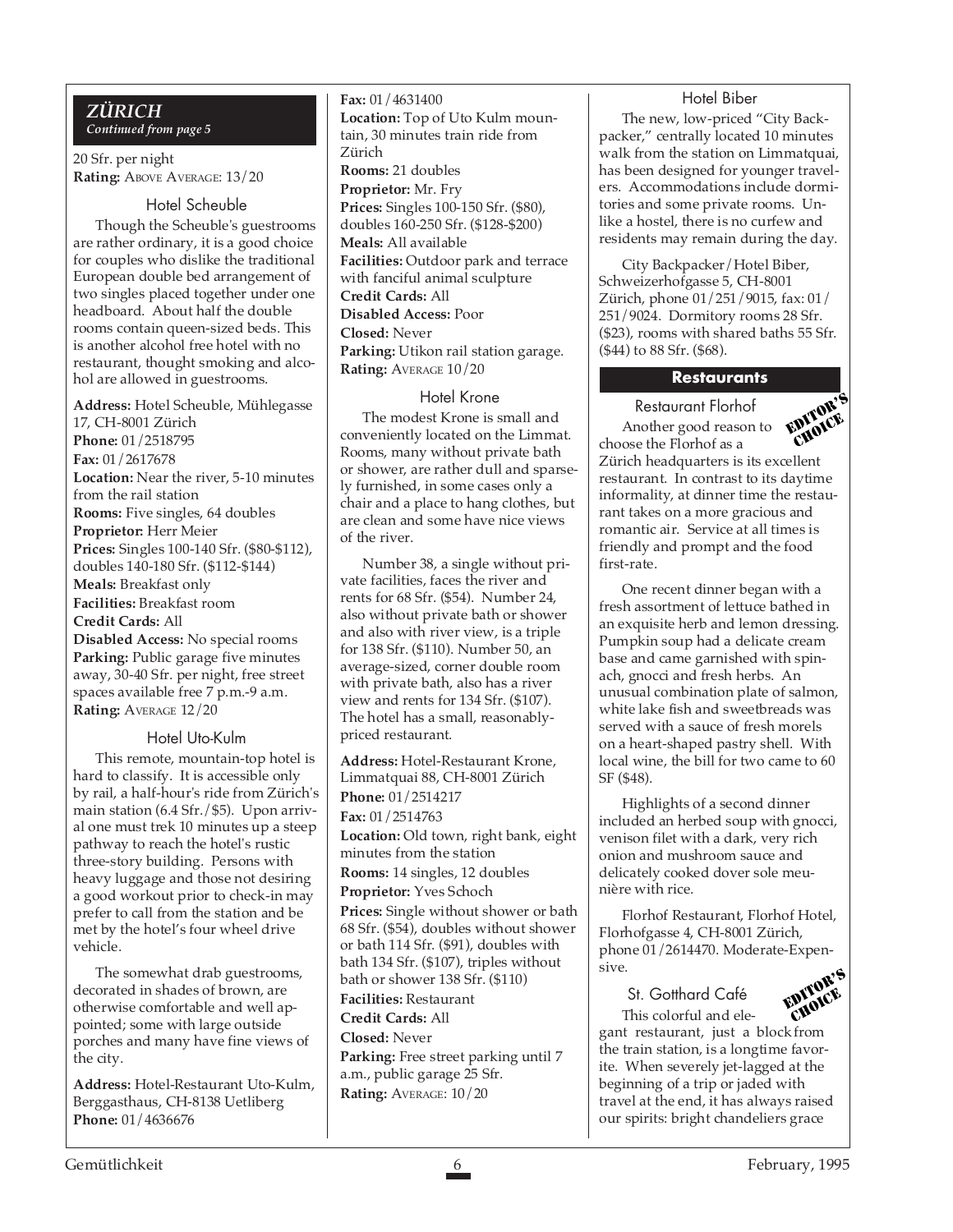## ZÜRICH

*Continued from page 5*

20 Sfr. per night

**Rating:** ABOVE AVERAGE: 13/20

### Hotel Scheuble

Though the Scheuble's guestrooms are rather ordinary, it is a good choice for couples who dislike the traditional European double bed arrangement of two singles placed together under one headboard. About half the double rooms contain queen-sized beds. This is another alcohol free hotel with no restaurant, thought smoking and alcohol are allowed in guestrooms.

**Address:** Hotel Scheuble, Mühlegasse 17, CH-8001 Zürich
**Phone:** 01/2518795
**Fax:** 01/2617678
**Location:** Near the river, 5-10 minutes from the rail station
**Rooms:** Five singles, 64 doubles
**Proprietor:** Herr Meier
**Prices:** Singles 100-140 Sfr. ($80-$112), doubles 140-180 Sfr. ($112-$144)
**Meals:** Breakfast only
**Facilities:** Breakfast room
**Credit Cards:** All
**Disabled Access:** No special rooms
**Parking:** Public garage five minutes away, 30-40 Sfr. per night, free street spaces available free 7 p.m.-9 a.m.
**Rating:** AVERAGE 12/20

### Hotel Uto-Kulm

This remote, mountain-top hotel is hard to classify. It is accessible only by rail, a half-hour's ride from Zürich's main station (6.4 Sfr./$5). Upon arrival one must trek 10 minutes up a steep pathway to reach the hotel's rustic three-story building. Persons with heavy luggage and those not desiring a good workout prior to check-in may prefer to call from the station and be met by the hotel's four wheel drive vehicle.

The somewhat drab guestrooms, decorated in shades of brown, are otherwise comfortable and well appointed; some with large outside porches and many have fine views of the city.

**Address:** Hotel-Restaurant Uto-Kulm, Berggasthaus, CH-8138 Uetliberg
**Phone:** 01/4636676
**Fax:** 01/4631400
**Location:** Top of Uto Kulm mountain, 30 minutes train ride from Zürich
**Rooms:** 21 doubles
**Proprietor:** Mr. Fry
**Prices:** Singles 100-150 Sfr. ($80), doubles 160-250 Sfr. ($128-$200)
**Meals:** All available
**Facilities:** Outdoor park and terrace with fanciful animal sculpture
**Credit Cards:** All
**Disabled Access:** Poor
**Closed:** Never
**Parking:** Utikon rail station garage.
**Rating:** AVERAGE 10/20

### Hotel Krone

The modest Krone is small and conveniently located on the Limmat. Rooms, many without private bath or shower, are rather dull and sparsely furnished, in some cases only a chair and a place to hang clothes, but are clean and some have nice views of the river.

Number 38, a single without private facilities, faces the river and rents for 68 Sfr. ($54). Number 24, also without private bath or shower and also with river view, is a triple for 138 Sfr. ($110). Number 50, an average-sized, corner double room with private bath, also has a river view and rents for 134 Sfr. ($107). The hotel has a small, reasonably-priced restaurant.

**Address:** Hotel-Restaurant Krone, Limmatquai 88, CH-8001 Zürich
**Phone:** 01/2514217
**Fax:** 01/2514763
**Location:** Old town, right bank, eight minutes from the station
**Rooms:** 14 singles, 12 doubles
**Proprietor:** Yves Schoch
**Prices:** Single without shower or bath 68 Sfr. ($54), doubles without shower or bath 114 Sfr. ($91), doubles with bath 134 Sfr. ($107), triples without bath or shower 138 Sfr. ($110)
**Facilities:** Restaurant
**Credit Cards:** All
**Closed:** Never
**Parking:** Free street parking until 7 a.m., public garage 25 Sfr.
**Rating:** AVERAGE: 10/20

### Hotel Biber

The new, low-priced "City Backpacker," centrally located 10 minutes walk from the station on Limmatquai, has been designed for younger travelers. Accommodations include dormitories and some private rooms. Unlike a hostel, there is no curfew and residents may remain during the day.

City Backpacker/Hotel Biber, Schweizerhofgasse 5, CH-8001 Zürich, phone 01/251/9015, fax: 01/251/9024. Dormitory rooms 28 Sfr. ($23), rooms with shared baths 55 Sfr. ($44) to 88 Sfr. ($68).

## Restaurants

### Restaurant Florhof

EDITOR'S CHOICE

Another good reason to choose the Florhof as a Zürich headquarters is its excellent restaurant. In contrast to its daytime informality, at dinner time the restaurant takes on a more gracious and romantic air. Service at all times is friendly and prompt and the food first-rate.

One recent dinner began with a fresh assortment of lettuce bathed in an exquisite herb and lemon dressing. Pumpkin soup had a delicate cream base and came garnished with spinach, gnocci and fresh herbs. An unusual combination plate of salmon, white lake fish and sweetbreads was served with a sauce of fresh morels on a heart-shaped pastry shell. With local wine, the bill for two came to 60 SF ($48).

Highlights of a second dinner included an herbed soup with gnocci, venison filet with a dark, very rich onion and mushroom sauce and delicately cooked dover sole meunière with rice.

Florhof Restaurant, Florhof Hotel, Florhofgasse 4, CH-8001 Zürich, phone 01/2614470. Moderate-Expensive.

### St. Gotthard Café

EDITOR'S CHOICE

This colorful and elegant restaurant, just a block from the train station, is a longtime favorite. When severely jet-lagged at the beginning of a trip or jaded with travel at the end, it has always raised our spirits: bright chandeliers grace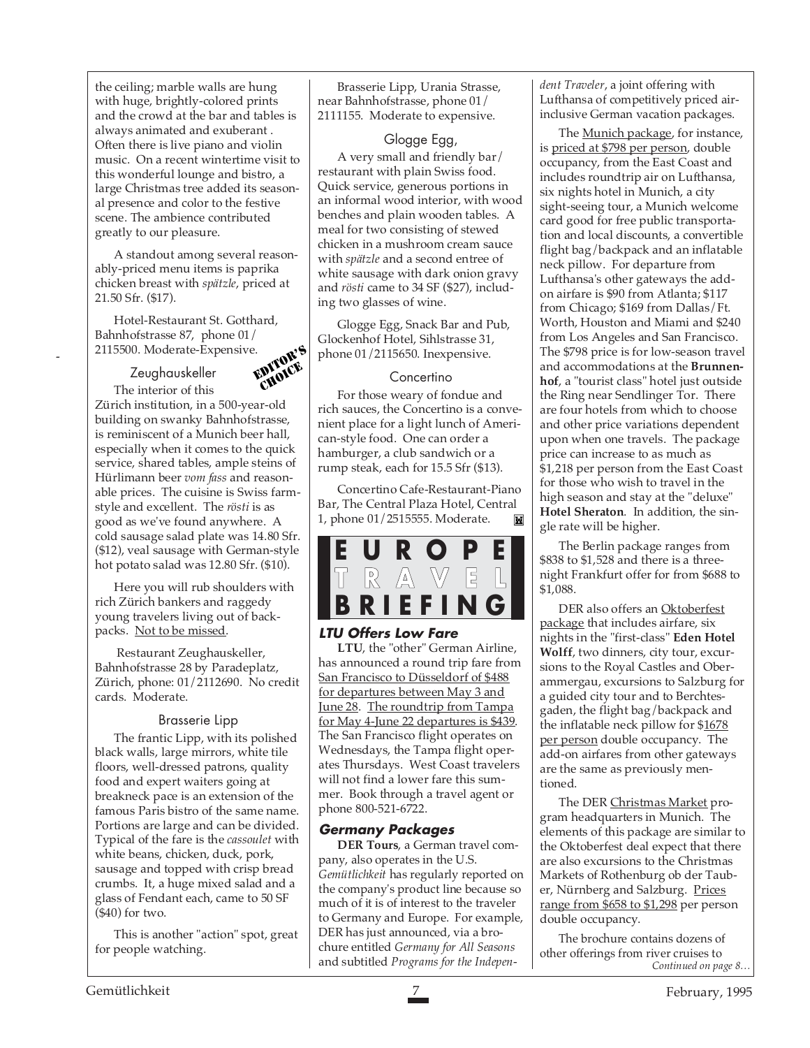the ceiling; marble walls are hung with huge, brightly-colored prints and the crowd at the bar and tables is always animated and exuberant . Often there is live piano and violin music. On a recent wintertime visit to this wonderful lounge and bistro, a large Christmas tree added its seasonal presence and color to the festive scene. The ambience contributed greatly to our pleasure.

A standout among several reasonably-priced menu items is paprika chicken breast with *spätzle*, priced at 21.50 Sfr. ($17).

Hotel-Restaurant St. Gotthard, Bahnhofstrasse 87, phone 01/ 2115500. Moderate-Expensive.

### Zeughauskeller

EDITOR'S CHOICE

The interior of this Zürich institution, in a 500-year-old building on swanky Bahnhofstrasse, is reminiscent of a Munich beer hall, especially when it comes to the quick service, shared tables, ample steins of Hürlimann beer *vom fass* and reasonable prices. The cuisine is Swiss farm-style and excellent. The *rösti* is as good as we've found anywhere. A cold sausage salad plate was 14.80 Sfr. ($12), veal sausage with German-style hot potato salad was 12.80 Sfr. ($10).

Here you will rub shoulders with rich Zürich bankers and raggedy young travelers living out of backpacks. Not to be missed.

Restaurant Zeughauskeller, Bahnhofstrasse 28 by Paradeplatz, Zürich, phone: 01/2112690. No credit cards. Moderate.

### Brasserie Lipp

The frantic Lipp, with its polished black walls, large mirrors, white tile floors, well-dressed patrons, quality food and expert waiters going at breakneck pace is an extension of the famous Paris bistro of the same name. Portions are large and can be divided. Typical of the fare is the *cassoulet* with white beans, chicken, duck, pork, sausage and topped with crisp bread crumbs. It, a huge mixed salad and a glass of Fendant each, came to 50 SF ($40) for two.

This is another "action" spot, great for people watching.

Brasserie Lipp, Urania Strasse, near Bahnhofstrasse, phone 01/ 2111155. Moderate to expensive.

### Glogge Egg,

A very small and friendly bar/ restaurant with plain Swiss food. Quick service, generous portions in an informal wood interior, with wood benches and plain wooden tables. A meal for two consisting of stewed chicken in a mushroom cream sauce with *spätzle* and a second entree of white sausage with dark onion gravy and *rösti* came to 34 SF ($27), including two glasses of wine.

Glogge Egg, Snack Bar and Pub, Glockenhof Hotel, Sihlstrasse 31, phone 01/2115650. Inexpensive.

### Concertino

For those weary of fondue and rich sauces, the Concertino is a convenient place for a light lunch of American-style food. One can order a hamburger, a club sandwich or a rump steak, each for 15.5 Sfr ($13).

Concertino Cafe-Restaurant-Piano Bar, The Central Plaza Hotel, Central 1, phone 01/2515555. Moderate.

# EUROPE TRAVEL BRIEFING

### *LTU Offers Low Fare*

**LTU**, the "other" German Airline, has announced a round trip fare from San Francisco to Düsseldorf of $488 for departures between May 3 and June 28. The roundtrip from Tampa for May 4-June 22 departures is $439. The San Francisco flight operates on Wednesdays, the Tampa flight operates Thursdays. West Coast travelers will not find a lower fare this summer. Book through a travel agent or phone 800-521-6722.

### *Germany Packages*

**DER Tours**, a German travel company, also operates in the U.S. *Gemütlichkeit* has regularly reported on the company's product line because so much of it is of interest to the traveler to Germany and Europe. For example, DER has just announced, via a brochure entitled *Germany for All Seasons* and subtitled *Programs for the Independent Traveler*, a joint offering with Lufthansa of competitively priced air-inclusive German vacation packages.

The Munich package, for instance, is priced at $798 per person, double occupancy, from the East Coast and includes roundtrip air on Lufthansa, six nights hotel in Munich, a city sight-seeing tour, a Munich welcome card good for free public transportation and local discounts, a convertible flight bag/backpack and an inflatable neck pillow. For departure from Lufthansa's other gateways the add-on airfare is $90 from Atlanta; $117 from Chicago; $169 from Dallas/Ft. Worth, Houston and Miami and $240 from Los Angeles and San Francisco. The $798 price is for low-season travel and accommodations at the **Brunnenhof**, a "tourist class" hotel just outside the Ring near Sendlinger Tor. There are four hotels from which to choose and other price variations dependent upon when one travels. The package price can increase to as much as $1,218 per person from the East Coast for those who wish to travel in the high season and stay at the "deluxe" **Hotel Sheraton**. In addition, the single rate will be higher.

The Berlin package ranges from $838 to $1,528 and there is a three-night Frankfurt offer for from $688 to $1,088.

DER also offers an Oktoberfest package that includes airfare, six nights in the "first-class" **Eden Hotel Wolff**, two dinners, city tour, excursions to the Royal Castles and Oberammergau, excursions to Salzburg for a guided city tour and to Berchtesgaden, the flight bag/backpack and the inflatable neck pillow for $1678 per person double occupancy. The add-on airfares from other gateways are the same as previously mentioned.

The DER Christmas Market program headquarters in Munich. The elements of this package are similar to the Oktoberfest deal expect that there are also excursions to the Christmas Markets of Rothenburg ob der Tauber, Nürnberg and Salzburg. Prices range from $658 to $1,298 per person double occupancy.

The brochure contains dozens of other offerings from river cruises to

*Continued on page 8…*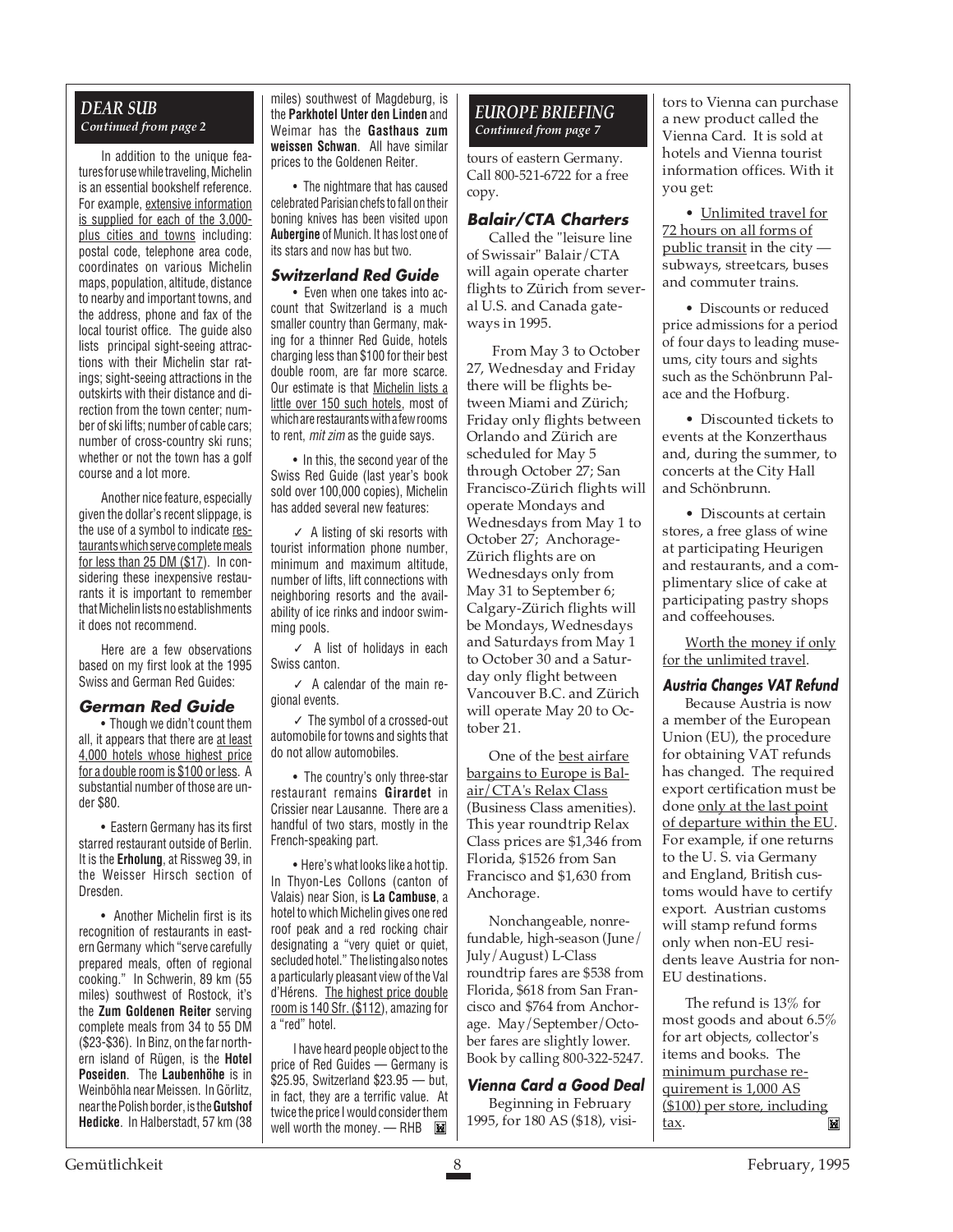## *DEAR SUB*

*Continued from page 2*

In addition to the unique features for use while traveling, Michelin is an essential bookshelf reference. For example, extensive information is supplied for each of the 3,000-plus cities and towns including: postal code, telephone area code, coordinates on various Michelin maps, population, altitude, distance to nearby and important towns, and the address, phone and fax of the local tourist office. The guide also lists principal sight-seeing attractions with their Michelin star ratings; sight-seeing attractions in the outskirts with their distance and direction from the town center; number of ski lifts; number of cable cars; number of cross-country ski runs; whether or not the town has a golf course and a lot more.

Another nice feature, especially given the dollar's recent slippage, is the use of a symbol to indicate restaurants which serve complete meals for less than 25 DM ($17). In considering these inexpensive restaurants it is important to remember that Michelin lists no establishments it does not recommend.

Here are a few observations based on my first look at the 1995 Swiss and German Red Guides:

### German Red Guide

• Though we didn't count them all, it appears that there are at least 4,000 hotels whose highest price for a double room is $100 or less. A substantial number of those are under $80.

• Eastern Germany has its first starred restaurant outside of Berlin. It is the **Erholung**, at Rissweg 39, in the Weisser Hirsch section of Dresden.

• Another Michelin first is its recognition of restaurants in eastern Germany which "serve carefully prepared meals, often of regional cooking." In Schwerin, 89 km (55 miles) southwest of Rostock, it's the **Zum Goldenen Reiter** serving complete meals from 34 to 55 DM ($23-$36). In Binz, on the far northern island of Rügen, is the **Hotel Poseiden**. The **Laubenhöhe** is in Weinböhla near Meissen. In Görlitz, near the Polish border, is the **Gutshof Hedicke**. In Halberstadt, 57 km (38 miles) southwest of Magdeburg, is the **Parkhotel Unter den Linden** and Weimar has the **Gasthaus zum weissen Schwan**. All have similar prices to the Goldenen Reiter.

• The nightmare that has caused celebrated Parisian chefs to fall on their boning knives has been visited upon **Aubergine** of Munich. It has lost one of its stars and now has but two.

### Switzerland Red Guide

• Even when one takes into account that Switzerland is a much smaller country than Germany, making for a thinner Red Guide, hotels charging less than $100 for their best double room, are far more scarce. Our estimate is that Michelin lists a little over 150 such hotels, most of which are restaurants with a few rooms to rent, *mit zim* as the guide says.

• In this, the second year of the Swiss Red Guide (last year's book sold over 100,000 copies), Michelin has added several new features:

✓ A listing of ski resorts with tourist information phone number, minimum and maximum altitude, number of lifts, lift connections with neighboring resorts and the availability of ice rinks and indoor swimming pools.

✓ A list of holidays in each Swiss canton.

✓ A calendar of the main regional events.

✓ The symbol of a crossed-out automobile for towns and sights that do not allow automobiles.

• The country's only three-star restaurant remains **Girardet** in Crissier near Lausanne. There are a handful of two stars, mostly in the French-speaking part.

• Here's what looks like a hot tip. In Thyon-Les Collons (canton of Valais) near Sion, is **La Cambuse**, a hotel to which Michelin gives one red roof peak and a red rocking chair designating a "very quiet or quiet, secluded hotel." The listing also notes a particularly pleasant view of the Val d'Hérens. The highest price double room is 140 Sfr. ($112), amazing for a "red" hotel.

I have heard people object to the price of Red Guides — Germany is $25.95, Switzerland $23.95 — but, in fact, they are a terrific value. At twice the price I would consider them well worth the money. — RHB

## *EUROPE BRIEFING*

*Continued from page 7*

tours of eastern Germany. Call 800-521-6722 for a free copy.

### Balair/CTA Charters

Called the "leisure line of Swissair" Balair/CTA will again operate charter flights to Zürich from several U.S. and Canada gateways in 1995.

From May 3 to October 27, Wednesday and Friday there will be flights between Miami and Zürich; Friday only flights between Orlando and Zürich are scheduled for May 5 through October 27; San Francisco-Zürich flights will operate Mondays and Wednesdays from May 1 to October 27; Anchorage-Zürich flights are on Wednesdays only from May 31 to September 6; Calgary-Zürich flights will be Mondays, Wednesdays and Saturdays from May 1 to October 30 and a Saturday only flight between Vancouver B.C. and Zürich will operate May 20 to October 21.

One of the best airfare bargains to Europe is Balair/CTA's Relax Class (Business Class amenities). This year roundtrip Relax Class prices are $1,346 from Florida, $1526 from San Francisco and $1,630 from Anchorage.

Nonchangeable, nonrefundable, high-season (June/July/August) L-Class roundtrip fares are $538 from Florida, $618 from San Francisco and $764 from Anchorage. May/September/October fares are slightly lower. Book by calling 800-322-5247.

### Vienna Card a Good Deal

Beginning in February 1995, for 180 AS ($18), visitors to Vienna can purchase a new product called the Vienna Card. It is sold at hotels and Vienna tourist information offices. With it you get:

• Unlimited travel for 72 hours on all forms of public transit in the city — subways, streetcars, buses and commuter trains.

• Discounts or reduced price admissions for a period of four days to leading museums, city tours and sights such as the Schönbrunn Palace and the Hofburg.

• Discounted tickets to events at the Konzerthaus and, during the summer, to concerts at the City Hall and Schönbrunn.

• Discounts at certain stores, a free glass of wine at participating Heurigen and restaurants, and a complimentary slice of cake at participating pastry shops and coffeehouses.

Worth the money if only for the unlimited travel.

### Austria Changes VAT Refund

Because Austria is now a member of the European Union (EU), the procedure for obtaining VAT refunds has changed. The required export certification must be done only at the last point of departure within the EU. For example, if one returns to the U. S. via Germany and England, British customs would have to certify export. Austrian customs will stamp refund forms only when non-EU residents leave Austria for non-EU destinations.

The refund is 13% for most goods and about 6.5% for art objects, collector's items and books. The minimum purchase requirement is 1,000 AS ($100) per store, including tax.